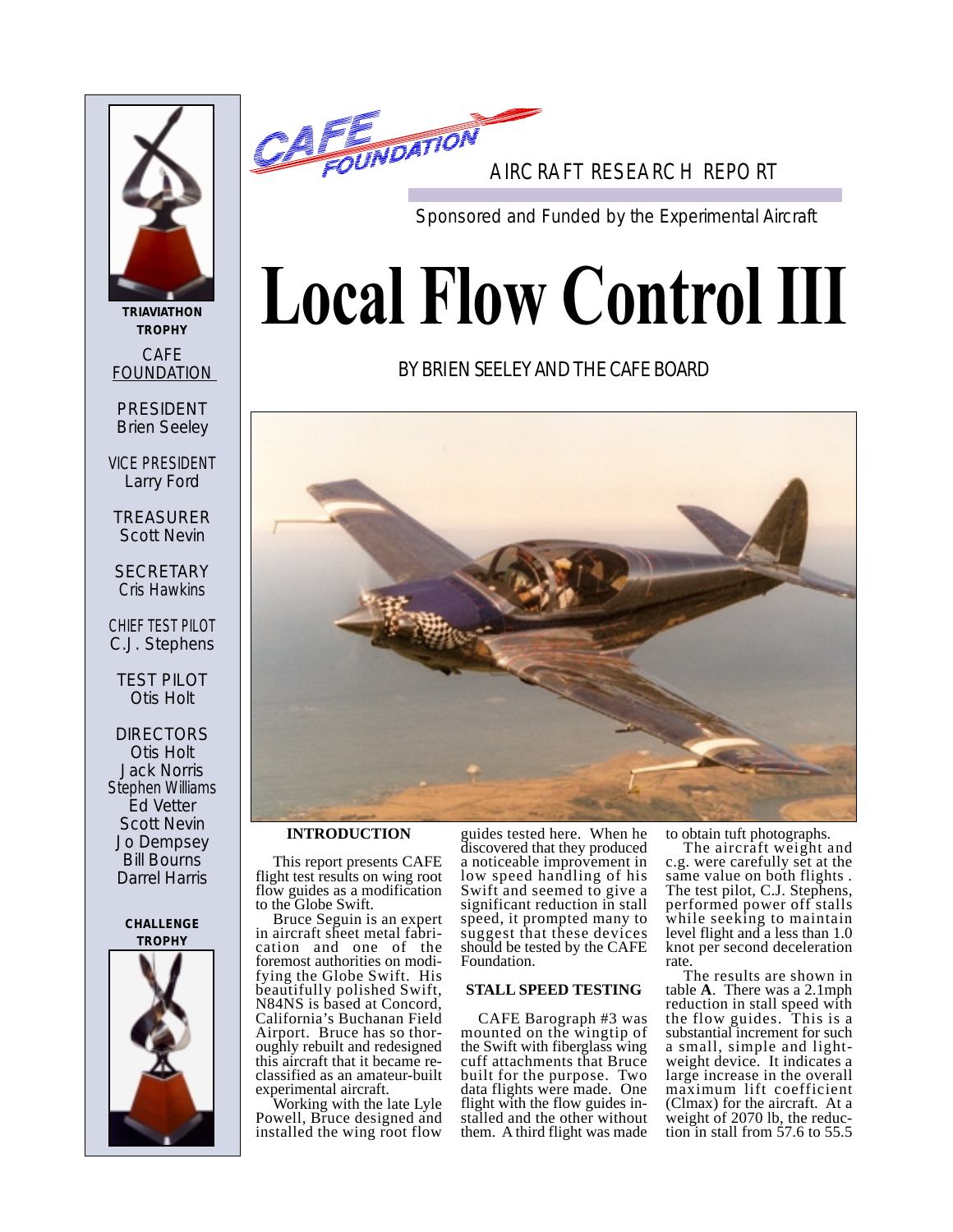CAFE FOUNDATION

AIRCRAFT RESEARCH REPORT

Sponsored and Funded by the Experimental Aircraft

# Local Flow Control III

BY BRIEN SEELEY AND THE CAFE BOARD

TRIAVIATHON TROPHY

CAFE FOUNDATION

PRESIDENT
Brien Seeley

VICE PRESIDENT
Larry Ford

TREASURER
Scott Nevin

SECRETARY
Cris Hawkins

CHIEF TEST PILOT
C.J. Stephens

TEST PILOT
Otis Holt

DIRECTORS
Otis Holt
Jack Norris
Stephen Williams
Ed Vetter
Scott Nevin
Jo Dempsey
Bill Bourns
Darrel Harris

CHALLENGE TROPHY

## INTRODUCTION

This report presents CAFE flight test results on wing root flow guides as a modification to the Globe Swift.

Bruce Seguin is an expert in aircraft sheet metal fabrication and one of the foremost authorities on modifying the Globe Swift. His beautifully polished Swift, N84NS is based at Concord, California's Buchanan Field Airport. Bruce has so thoroughly rebuilt and redesigned this aircraft that it became reclassified as an amateur-built experimental aircraft.

Working with the late Lyle Powell, Bruce designed and installed the wing root flow guides tested here. When he discovered that they produced a noticeable improvement in low speed handling of his Swift and seemed to give a significant reduction in stall speed, it prompted many to suggest that these devices should be tested by the CAFE Foundation.

## STALL SPEED TESTING

CAFE Barograph #3 was mounted on the wingtip of the Swift with fiberglass wing cuff attachments that Bruce built for the purpose. Two data flights were made. One flight with the flow guides installed and the other without them. A third flight was made to obtain tuft photographs.

The aircraft weight and c.g. were carefully set at the same value on both flights . The test pilot, C.J. Stephens, performed power off stalls while seeking to maintain level flight and a less than 1.0 knot per second deceleration rate.

The results are shown in table **A**. There was a 2.1mph reduction in stall speed with the flow guides. This is a substantial increment for such a small, simple and lightweight device. It indicates a large increase in the overall maximum lift coefficient (Clmax) for the aircraft. At a weight of 2070 lb, the reduction in stall from 57.6 to 55.5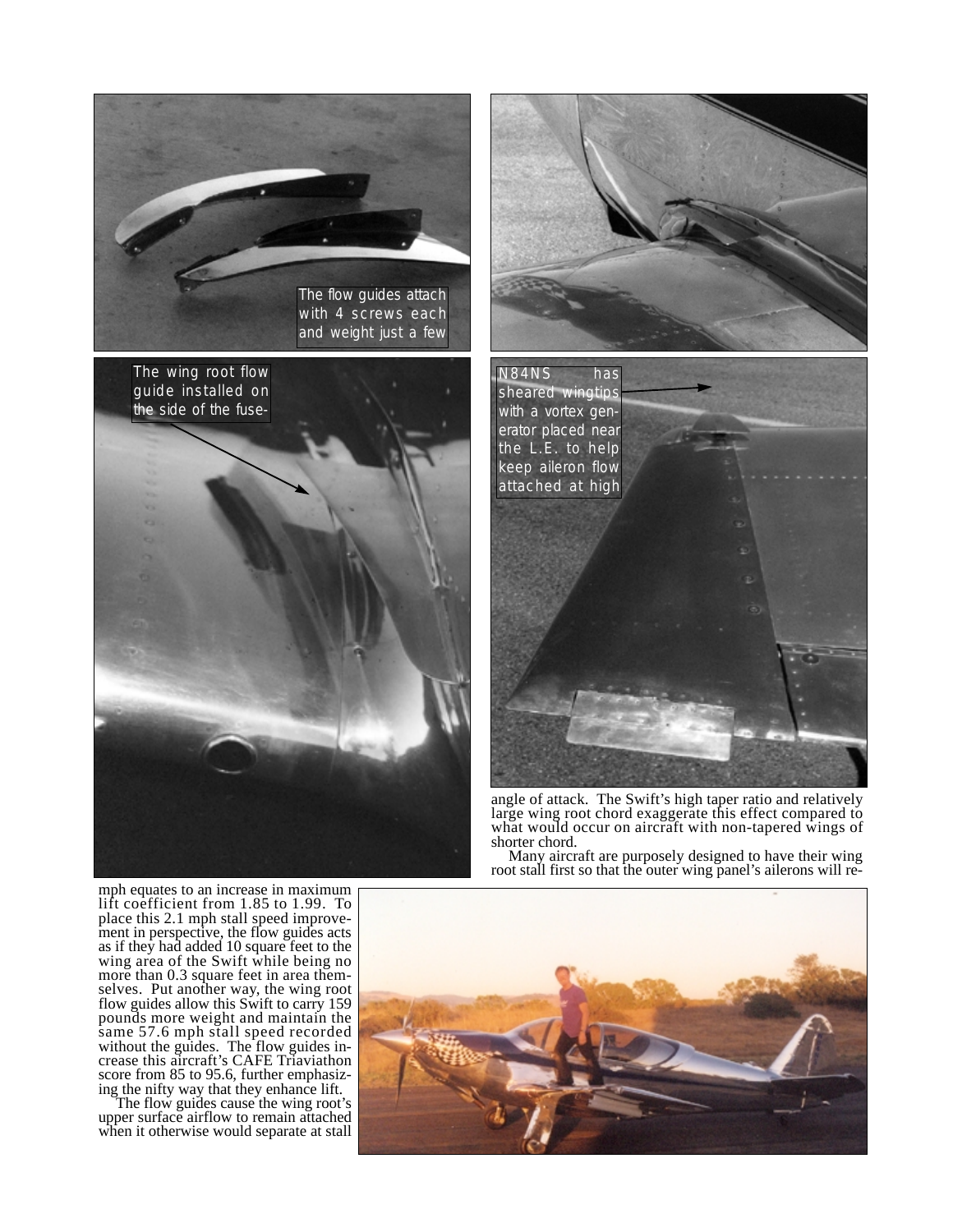The flow guides attach with 4 screws each and weight just a few

The wing root flow guide installed on the side of the fuse-

N84NS has sheared wingtips with a vortex generator placed near the L.E. to help keep aileron flow attached at high

angle of attack. The Swift's high taper ratio and relatively large wing root chord exaggerate this effect compared to what would occur on aircraft with non-tapered wings of shorter chord.

Many aircraft are purposely designed to have their wing root stall first so that the outer wing panel's ailerons will re-

mph equates to an increase in maximum lift coefficient from 1.85 to 1.99. To place this 2.1 mph stall speed improvement in perspective, the flow guides acts as if they had added 10 square feet to the wing area of the Swift while being no more than 0.3 square feet in area themselves. Put another way, the wing root flow guides allow this Swift to carry 159 pounds more weight and maintain the same 57.6 mph stall speed recorded without the guides. The flow guides increase this aircraft's CAFE Triaviathon score from 85 to 95.6, further emphasizing the nifty way that they enhance lift.

The flow guides cause the wing root's upper surface airflow to remain attached when it otherwise would separate at stall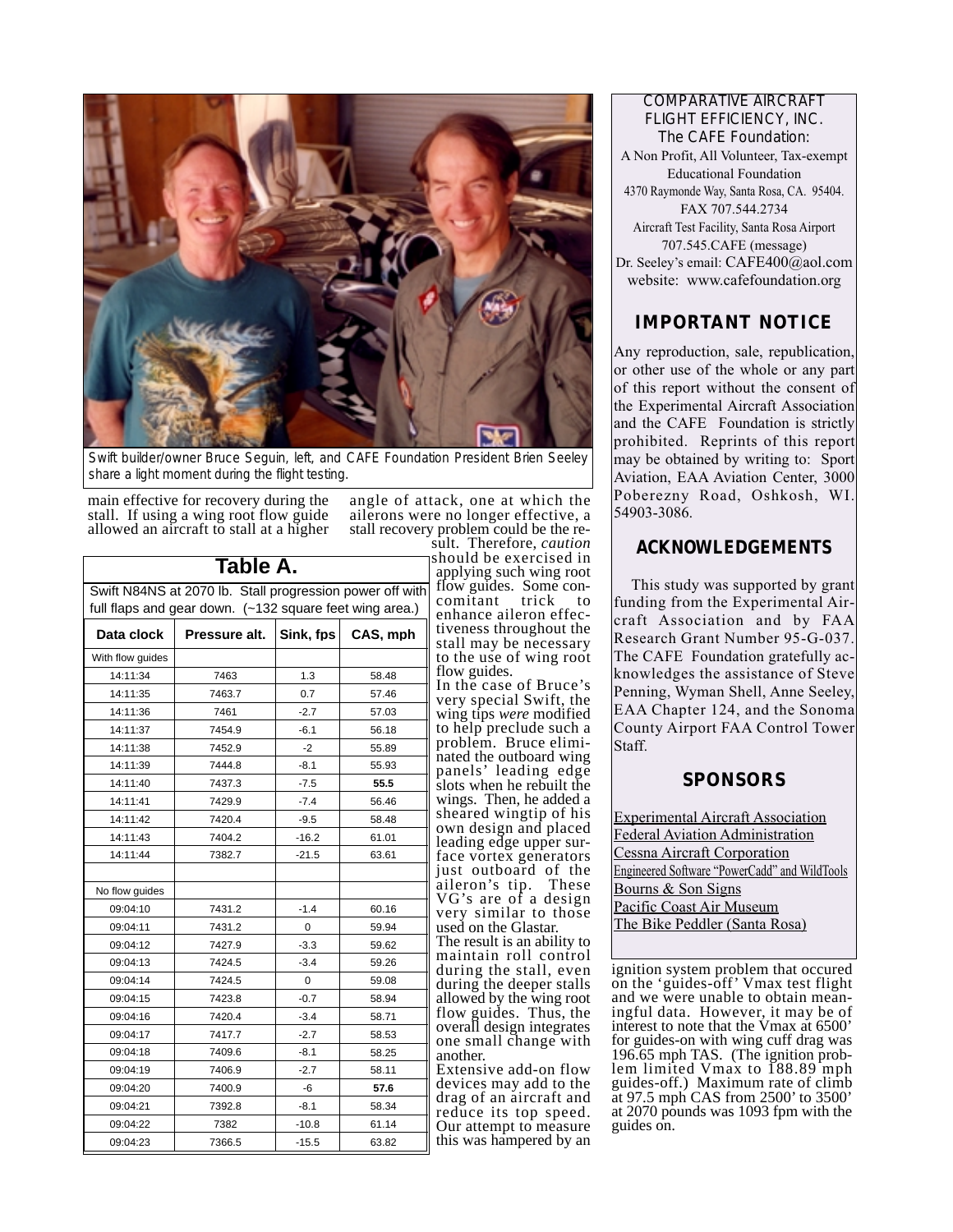Swift builder/owner Bruce Seguin, left, and CAFE Foundation President Brien Seeley share a light moment during the flight testing.

main effective for recovery during the stall. If using a wing root flow guide allowed an aircraft to stall at a higher angle of attack, one at which the ailerons were no longer effective, a stall recovery problem could be the result. Therefore, *caution* should be exercised in applying such wing root flow guides. Some concomitant trick to enhance aileron effectiveness throughout the stall may be necessary to the use of wing root flow guides.

In the case of Bruce's very special Swift, the wing tips *were* modified to help preclude such a problem. Bruce eliminated the outboard wing panels' leading edge slots when he rebuilt the wings. Then, he added a sheared wingtip of his own design and placed leading edge upper surface vortex generators just outboard of the aileron's tip. These VG's are of a design very similar to those used on the Glastar.

The result is an ability to maintain roll control during the stall, even during the deeper stalls allowed by the wing root flow guides. Thus, the overall design integrates one small change with another.

Extensive add-on flow devices may add to the drag of an aircraft and reduce its top speed. Our attempt to measure this was hampered by an ignition system problem that occured on the 'guides-off' Vmax test flight and we were unable to obtain meaningful data. However, it may be of interest to note that the Vmax at 6500' for guides-on with wing cuff drag was 196.65 mph TAS. (The ignition problem limited Vmax to 188.89 mph guides-off.) Maximum rate of climb at 97.5 mph CAS from 2500' to 3500' at 2070 pounds was 1093 fpm with the guides on.

**Table A.**

Swift N84NS at 2070 lb. Stall progression power off with full flaps and gear down. (~132 square feet wing area.)

| Data clock | Pressure alt. | Sink, fps | CAS, mph |
|---|---|---|---|
| With flow guides | | | |
| 14:11:34 | 7463 | 1.3 | 58.48 |
| 14:11:35 | 7463.7 | 0.7 | 57.46 |
| 14:11:36 | 7461 | -2.7 | 57.03 |
| 14:11:37 | 7454.9 | -6.1 | 56.18 |
| 14:11:38 | 7452.9 | -2 | 55.89 |
| 14:11:39 | 7444.8 | -8.1 | 55.93 |
| 14:11:40 | 7437.3 | -7.5 | **55.5** |
| 14:11:41 | 7429.9 | -7.4 | 56.46 |
| 14:11:42 | 7420.4 | -9.5 | 58.48 |
| 14:11:43 | 7404.2 | -16.2 | 61.01 |
| 14:11:44 | 7382.7 | -21.5 | 63.61 |
| | | | |
| No flow guides | | | |
| 09:04:10 | 7431.2 | -1.4 | 60.16 |
| 09:04:11 | 7431.2 | 0 | 59.94 |
| 09:04:12 | 7427.9 | -3.3 | 59.62 |
| 09:04:13 | 7424.5 | -3.4 | 59.26 |
| 09:04:14 | 7424.5 | 0 | 59.08 |
| 09:04:15 | 7423.8 | -0.7 | 58.94 |
| 09:04:16 | 7420.4 | -3.4 | 58.71 |
| 09:04:17 | 7417.7 | -2.7 | 58.53 |
| 09:04:18 | 7409.6 | -8.1 | 58.25 |
| 09:04:19 | 7406.9 | -2.7 | 58.11 |
| 09:04:20 | 7400.9 | -6 | **57.6** |
| 09:04:21 | 7392.8 | -8.1 | 58.34 |
| 09:04:22 | 7382 | -10.8 | 61.14 |
| 09:04:23 | 7366.5 | -15.5 | 63.82 |

COMPARATIVE AIRCRAFT FLIGHT EFFICIENCY, INC.
The CAFE Foundation:
A Non Profit, All Volunteer, Tax-exempt Educational Foundation
4370 Raymonde Way, Santa Rosa, CA. 95404.
FAX 707.544.2734
Aircraft Test Facility, Santa Rosa Airport
707.545.CAFE (message)
Dr. Seeley's email: CAFE400@aol.com
website: www.cafefoundation.org

## IMPORTANT NOTICE

Any reproduction, sale, republication, or other use of the whole or any part of this report without the consent of the Experimental Aircraft Association and the CAFE Foundation is strictly prohibited. Reprints of this report may be obtained by writing to: Sport Aviation, EAA Aviation Center, 3000 Poberezny Road, Oshkosh, WI. 54903-3086.

## ACKNOWLEDGEMENTS

This study was supported by grant funding from the Experimental Aircraft Association and by FAA Research Grant Number 95-G-037. The CAFE Foundation gratefully acknowledges the assistance of Steve Penning, Wyman Shell, Anne Seeley, EAA Chapter 124, and the Sonoma County Airport FAA Control Tower Staff.

## SPONSORS

Experimental Aircraft Association
Federal Aviation Administration
Cessna Aircraft Corporation
Engineered Software "PowerCadd" and WildTools
Bourns & Son Signs
Pacific Coast Air Museum
The Bike Peddler (Santa Rosa)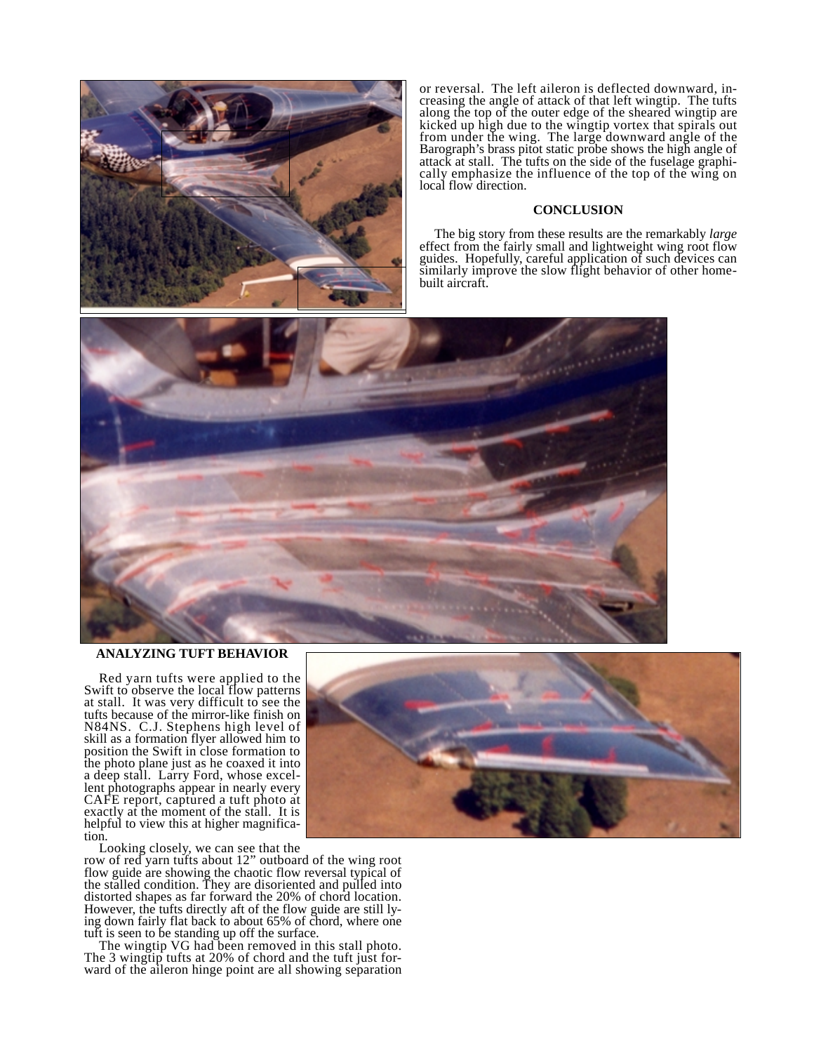or reversal. The left aileron is deflected downward, increasing the angle of attack of that left wingtip. The tufts along the top of the outer edge of the sheared wingtip are kicked up high due to the wingtip vortex that spirals out from under the wing. The large downward angle of the Barograph's brass pitot static probe shows the high angle of attack at stall. The tufts on the side of the fuselage graphically emphasize the influence of the top of the wing on local flow direction.

## CONCLUSION

The big story from these results are the remarkably *large* effect from the fairly small and lightweight wing root flow guides. Hopefully, careful application of such devices can similarly improve the slow flight behavior of other homebuilt aircraft.

## ANALYZING TUFT BEHAVIOR

Red yarn tufts were applied to the Swift to observe the local flow patterns at stall. It was very difficult to see the tufts because of the mirror-like finish on N84NS. C.J. Stephens high level of skill as a formation flyer allowed him to position the Swift in close formation to the photo plane just as he coaxed it into a deep stall. Larry Ford, whose excellent photographs appear in nearly every CAFE report, captured a tuft photo at exactly at the moment of the stall. It is helpful to view this at higher magnification.

Looking closely, we can see that the row of red yarn tufts about 12" outboard of the wing root flow guide are showing the chaotic flow reversal typical of the stalled condition. They are disoriented and pulled into distorted shapes as far forward the 20% of chord location. However, the tufts directly aft of the flow guide are still lying down fairly flat back to about 65% of chord, where one tuft is seen to be standing up off the surface.

The wingtip VG had been removed in this stall photo. The 3 wingtip tufts at 20% of chord and the tuft just forward of the aileron hinge point are all showing separation